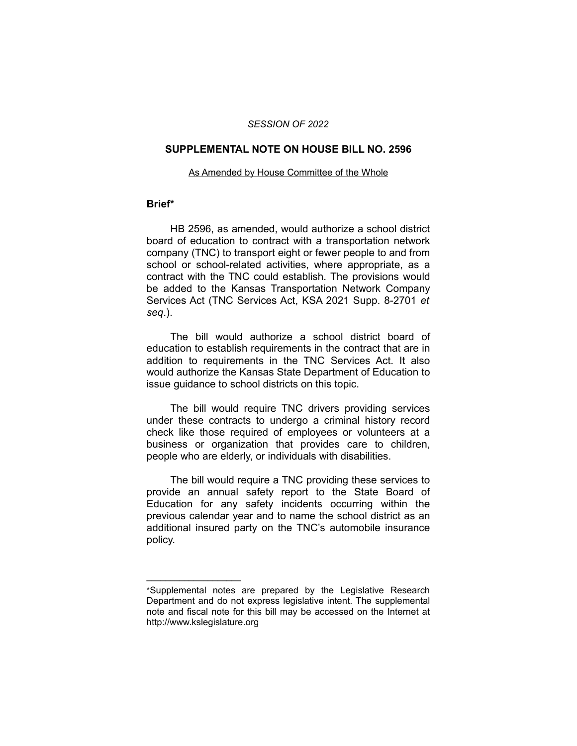*SESSION OF 2022*

# SUPPLEMENTAL NOTE ON HOUSE BILL NO. 2596

As Amended by House Committee of the Whole

## Brief*

HB 2596, as amended, would authorize a school district board of education to contract with a transportation network company (TNC) to transport eight or fewer people to and from school or school-related activities, where appropriate, as a contract with the TNC could establish. The provisions would be added to the Kansas Transportation Network Company Services Act (TNC Services Act, KSA 2021 Supp. 8-2701 *et seq*.).

The bill would authorize a school district board of education to establish requirements in the contract that are in addition to requirements in the TNC Services Act. It also would authorize the Kansas State Department of Education to issue guidance to school districts on this topic.

The bill would require TNC drivers providing services under these contracts to undergo a criminal history record check like those required of employees or volunteers at a business or organization that provides care to children, people who are elderly, or individuals with disabilities.

The bill would require a TNC providing these services to provide an annual safety report to the State Board of Education for any safety incidents occurring within the previous calendar year and to name the school district as an additional insured party on the TNC's automobile insurance policy.

---

*Supplemental notes are prepared by the Legislative Research Department and do not express legislative intent. The supplemental note and fiscal note for this bill may be accessed on the Internet at http://www.kslegislature.org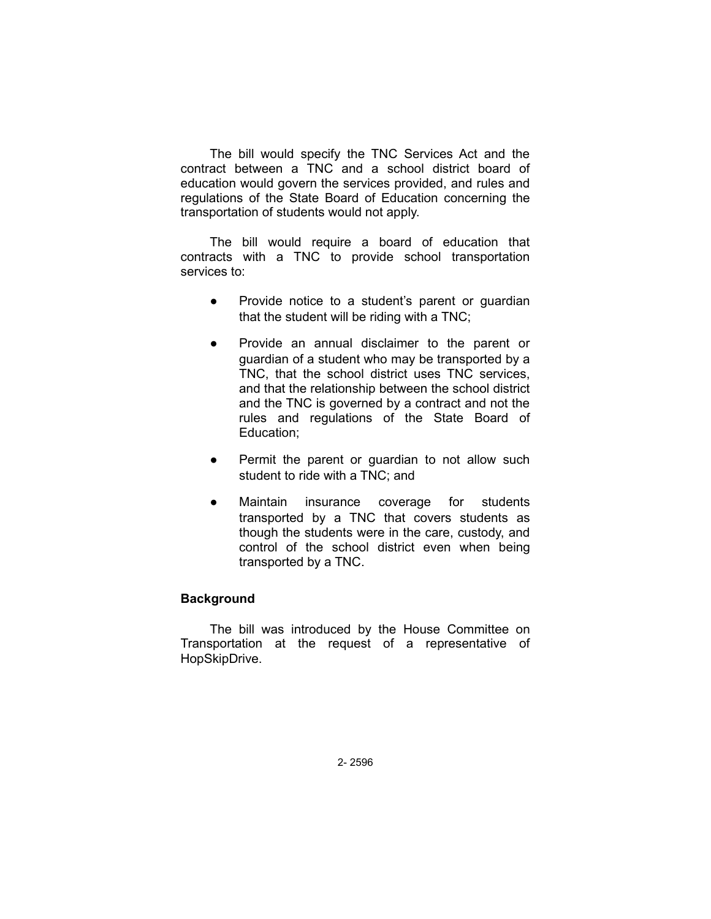The bill would specify the TNC Services Act and the contract between a TNC and a school district board of education would govern the services provided, and rules and regulations of the State Board of Education concerning the transportation of students would not apply.

The bill would require a board of education that contracts with a TNC to provide school transportation services to:

- Provide notice to a student's parent or guardian that the student will be riding with a TNC;
- Provide an annual disclaimer to the parent or guardian of a student who may be transported by a TNC, that the school district uses TNC services, and that the relationship between the school district and the TNC is governed by a contract and not the rules and regulations of the State Board of Education;
- Permit the parent or guardian to not allow such student to ride with a TNC; and
- Maintain insurance coverage for students transported by a TNC that covers students as though the students were in the care, custody, and control of the school district even when being transported by a TNC.

**Background**

The bill was introduced by the House Committee on Transportation at the request of a representative of HopSkipDrive.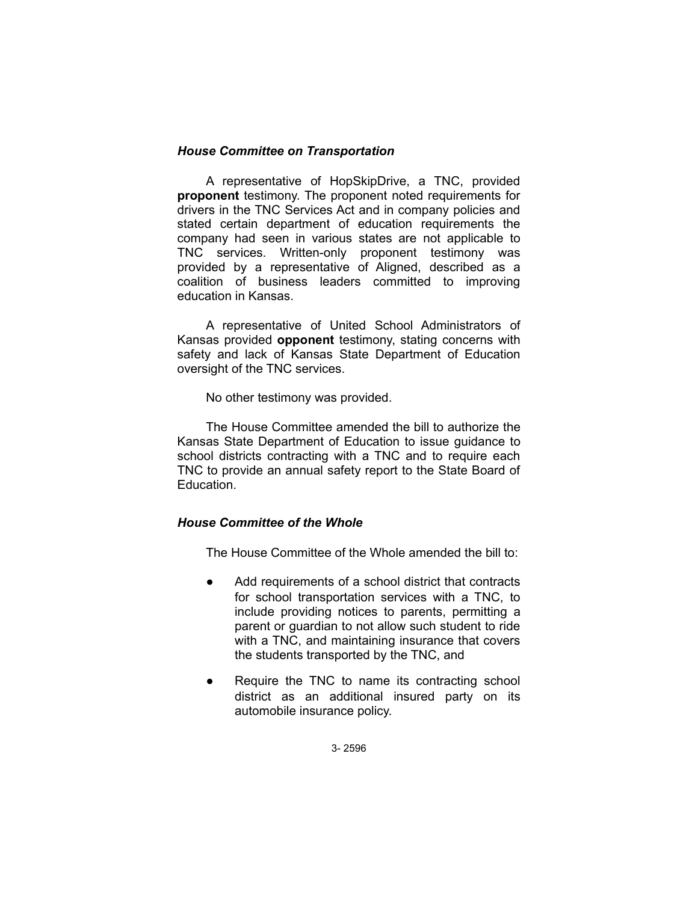### *House Committee on Transportation*

A representative of HopSkipDrive, a TNC, provided **proponent** testimony. The proponent noted requirements for drivers in the TNC Services Act and in company policies and stated certain department of education requirements the company had seen in various states are not applicable to TNC services. Written-only proponent testimony was provided by a representative of Aligned, described as a coalition of business leaders committed to improving education in Kansas.

A representative of United School Administrators of Kansas provided **opponent** testimony, stating concerns with safety and lack of Kansas State Department of Education oversight of the TNC services.

No other testimony was provided.

The House Committee amended the bill to authorize the Kansas State Department of Education to issue guidance to school districts contracting with a TNC and to require each TNC to provide an annual safety report to the State Board of Education.

### *House Committee of the Whole*

The House Committee of the Whole amended the bill to:

- Add requirements of a school district that contracts for school transportation services with a TNC, to include providing notices to parents, permitting a parent or guardian to not allow such student to ride with a TNC, and maintaining insurance that covers the students transported by the TNC, and
- Require the TNC to name its contracting school district as an additional insured party on its automobile insurance policy.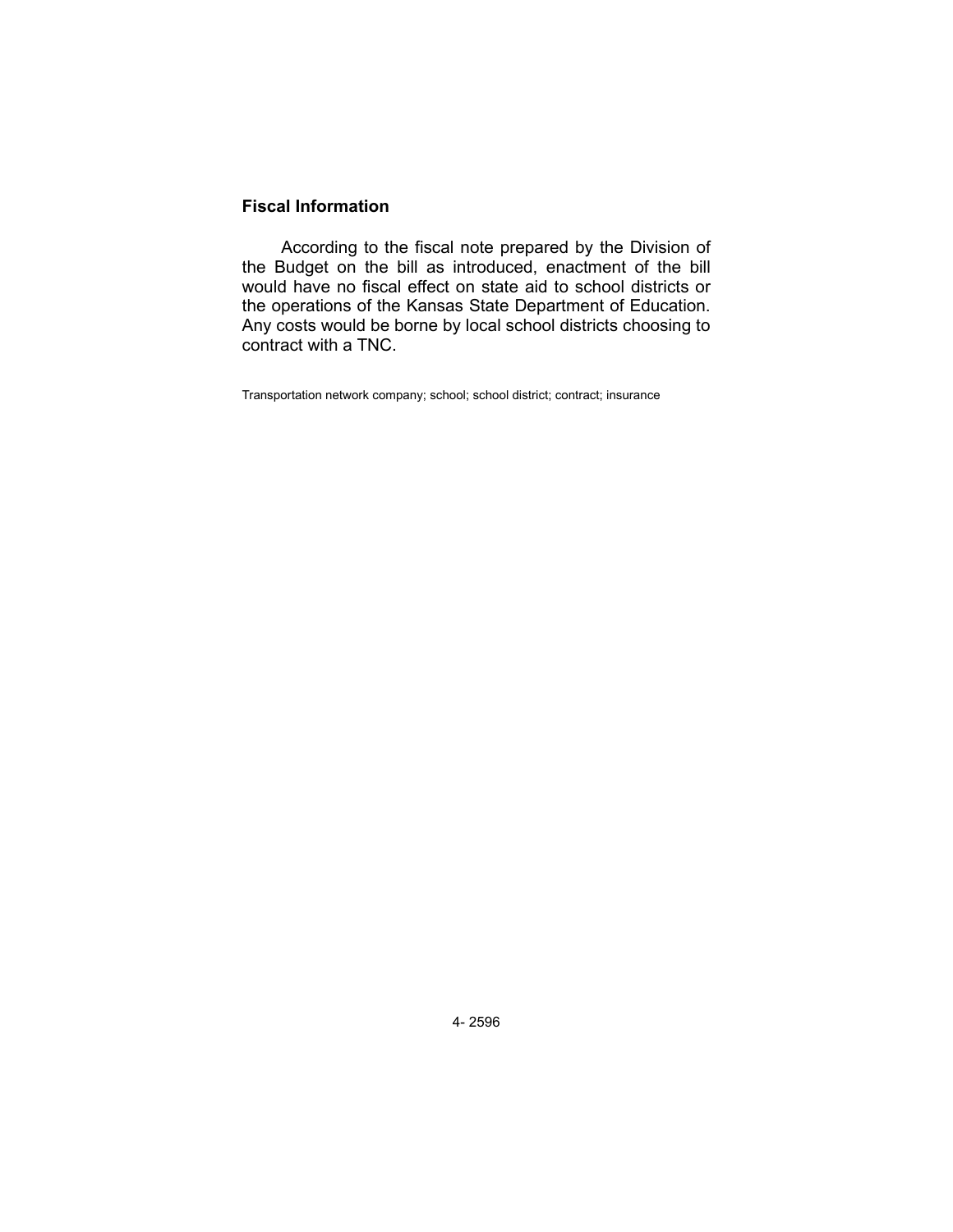## Fiscal Information

According to the fiscal note prepared by the Division of the Budget on the bill as introduced, enactment of the bill would have no fiscal effect on state aid to school districts or the operations of the Kansas State Department of Education. Any costs would be borne by local school districts choosing to contract with a TNC.

Transportation network company; school; school district; contract; insurance